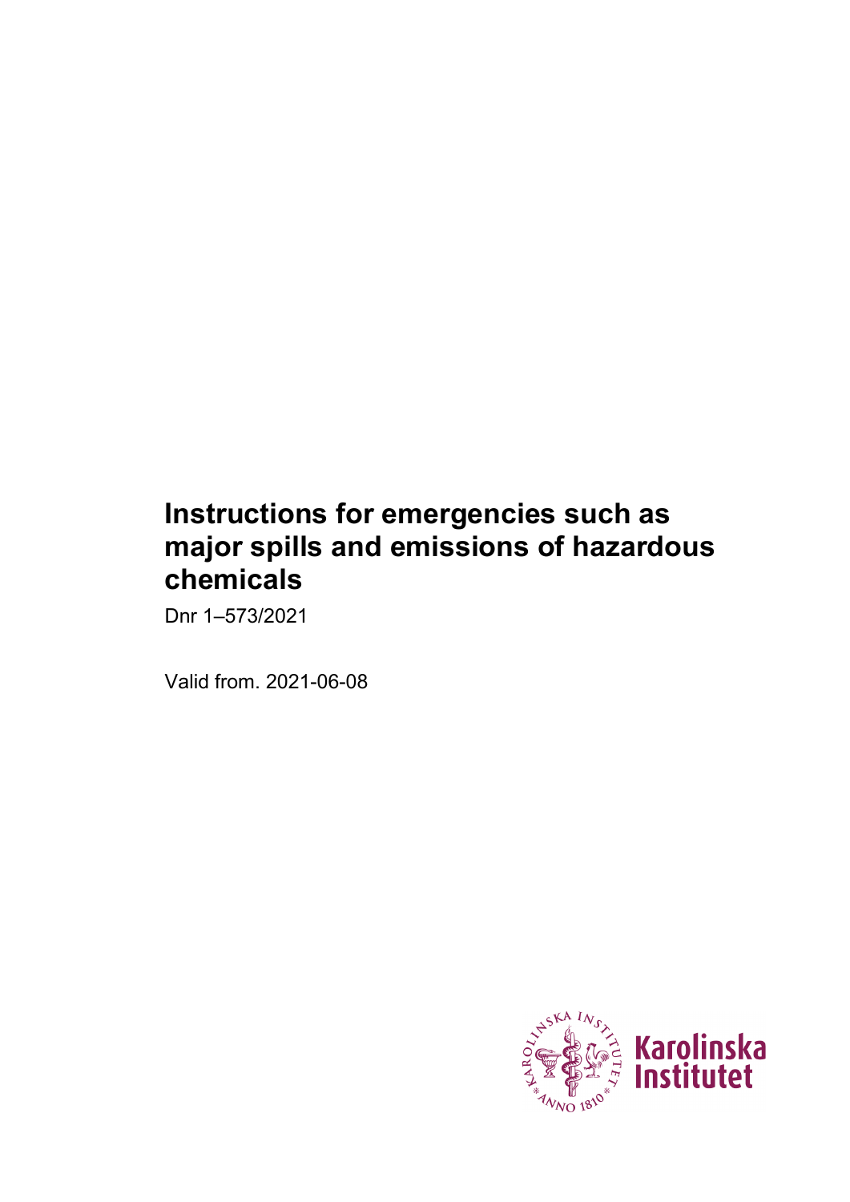# Instructions for emergencies such as major spills and emissions of hazardous chemicals

Dnr 1–573/2021

Valid from. 2021-06-08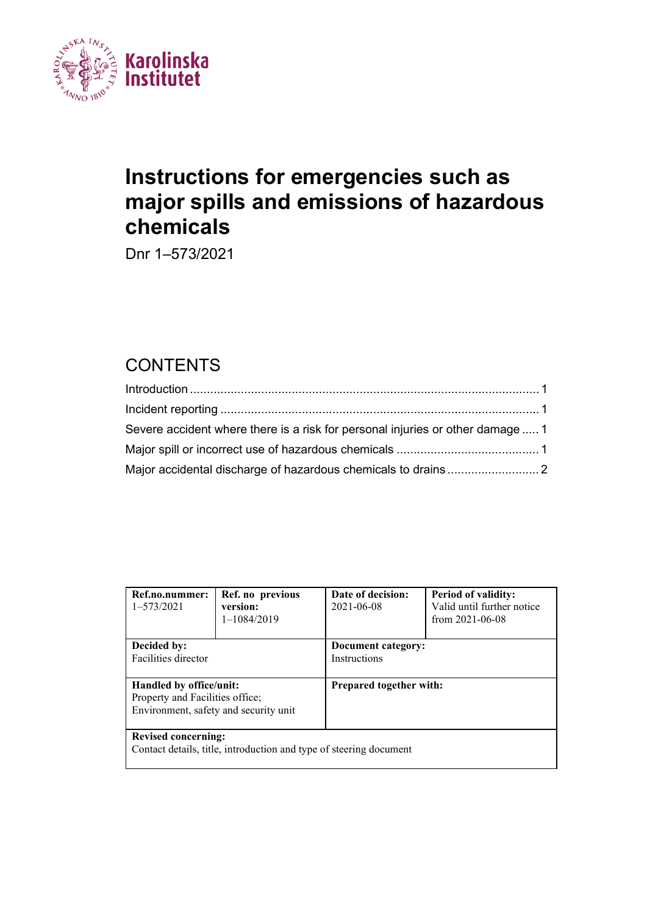Karolinska Institutet

# Instructions for emergencies such as major spills and emissions of hazardous chemicals

Dnr 1–573/2021

## CONTENTS

Introduction ........................................................................................................ 1

Incident reporting ............................................................................................... 1

Severe accident where there is a risk for personal injuries or other damage ..... 1

Major spill or incorrect use of hazardous chemicals ........................................... 1

Major accidental discharge of hazardous chemicals to drains ............................ 2

| **Ref.no.nummer:** 1–573/2021 | **Ref. no previous version:** 1–1084/2019 | **Date of decision:** 2021-06-08 | **Period of validity:** Valid until further notice from 2021-06-08 |
|---|---|---|---|
| **Decided by:** Facilities director | | **Document category:** Instructions | |
| **Handled by office/unit:** Property and Facilities office; Environment, safety and security unit | | **Prepared together with:** | |
| **Revised concerning:** Contact details, title, introduction and type of steering document | | | |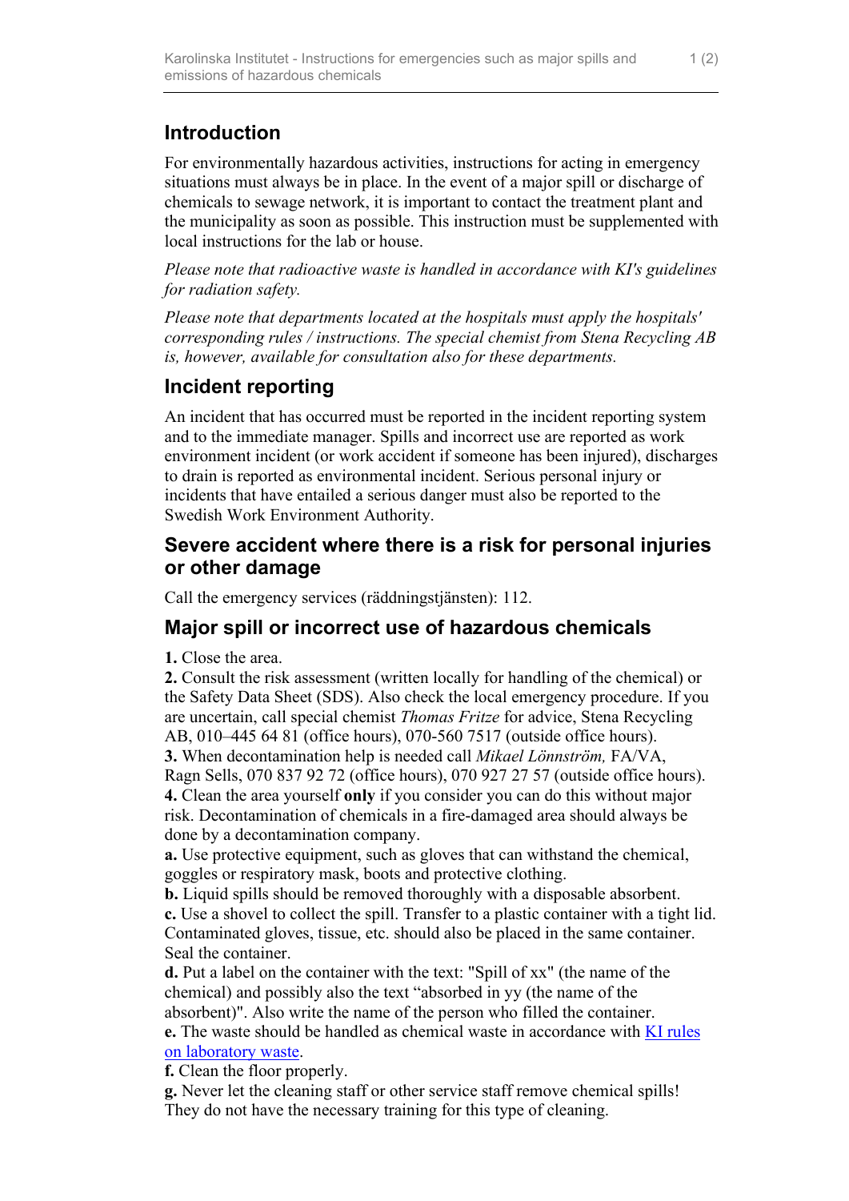## Introduction

For environmentally hazardous activities, instructions for acting in emergency situations must always be in place. In the event of a major spill or discharge of chemicals to sewage network, it is important to contact the treatment plant and the municipality as soon as possible. This instruction must be supplemented with local instructions for the lab or house.

*Please note that radioactive waste is handled in accordance with KI's guidelines for radiation safety.*

*Please note that departments located at the hospitals must apply the hospitals' corresponding rules / instructions. The special chemist from Stena Recycling AB is, however, available for consultation also for these departments.*

## Incident reporting

An incident that has occurred must be reported in the incident reporting system and to the immediate manager. Spills and incorrect use are reported as work environment incident (or work accident if someone has been injured), discharges to drain is reported as environmental incident. Serious personal injury or incidents that have entailed a serious danger must also be reported to the Swedish Work Environment Authority.

## Severe accident where there is a risk for personal injuries or other damage

Call the emergency services (räddningstjänsten): 112.

## Major spill or incorrect use of hazardous chemicals

**1.** Close the area.
**2.** Consult the risk assessment (written locally for handling of the chemical) or the Safety Data Sheet (SDS). Also check the local emergency procedure. If you are uncertain, call special chemist *Thomas Fritze* for advice, Stena Recycling AB, 010–445 64 81 (office hours), 070-560 7517 (outside office hours).
**3.** When decontamination help is needed call *Mikael Lönnström,* FA/VA, Ragn Sells, 070 837 92 72 (office hours), 070 927 27 57 (outside office hours).
**4.** Clean the area yourself **only** if you consider you can do this without major risk. Decontamination of chemicals in a fire-damaged area should always be done by a decontamination company.
**a.** Use protective equipment, such as gloves that can withstand the chemical, goggles or respiratory mask, boots and protective clothing.
**b.** Liquid spills should be removed thoroughly with a disposable absorbent.
**c.** Use a shovel to collect the spill. Transfer to a plastic container with a tight lid. Contaminated gloves, tissue, etc. should also be placed in the same container. Seal the container.
**d.** Put a label on the container with the text: "Spill of xx" (the name of the chemical) and possibly also the text "absorbed in yy (the name of the absorbent)". Also write the name of the person who filled the container.
**e.** The waste should be handled as chemical waste in accordance with KI rules on laboratory waste.
**f.** Clean the floor properly.
**g.** Never let the cleaning staff or other service staff remove chemical spills! They do not have the necessary training for this type of cleaning.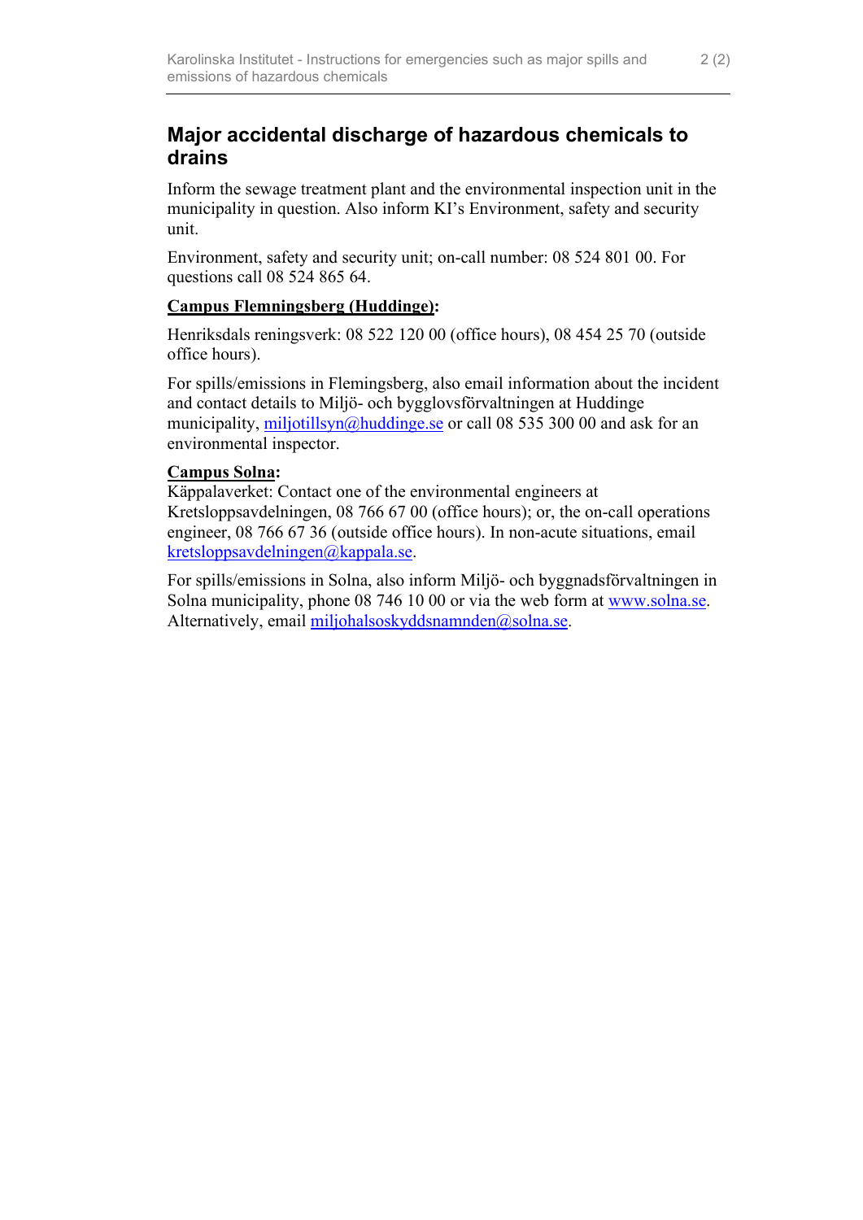## Major accidental discharge of hazardous chemicals to drains

Inform the sewage treatment plant and the environmental inspection unit in the municipality in question. Also inform KI's Environment, safety and security unit.

Environment, safety and security unit; on-call number: 08 524 801 00. For questions call 08 524 865 64.

**Campus Flemningsberg (Huddinge):**

Henriksdals reningsverk: 08 522 120 00 (office hours), 08 454 25 70 (outside office hours).

For spills/emissions in Flemingsberg, also email information about the incident and contact details to Miljö- och bygglovsförvaltningen at Huddinge municipality, miljotillsyn@huddinge.se or call 08 535 300 00 and ask for an environmental inspector.

**Campus Solna:**
Käppalaverket: Contact one of the environmental engineers at Kretsloppsavdelningen, 08 766 67 00 (office hours); or, the on-call operations engineer, 08 766 67 36 (outside office hours). In non-acute situations, email kretsloppsavdelningen@kappala.se.

For spills/emissions in Solna, also inform Miljö- och byggnadsförvaltningen in Solna municipality, phone 08 746 10 00 or via the web form at www.solna.se. Alternatively, email miljohalsoskyddsnamnden@solna.se.